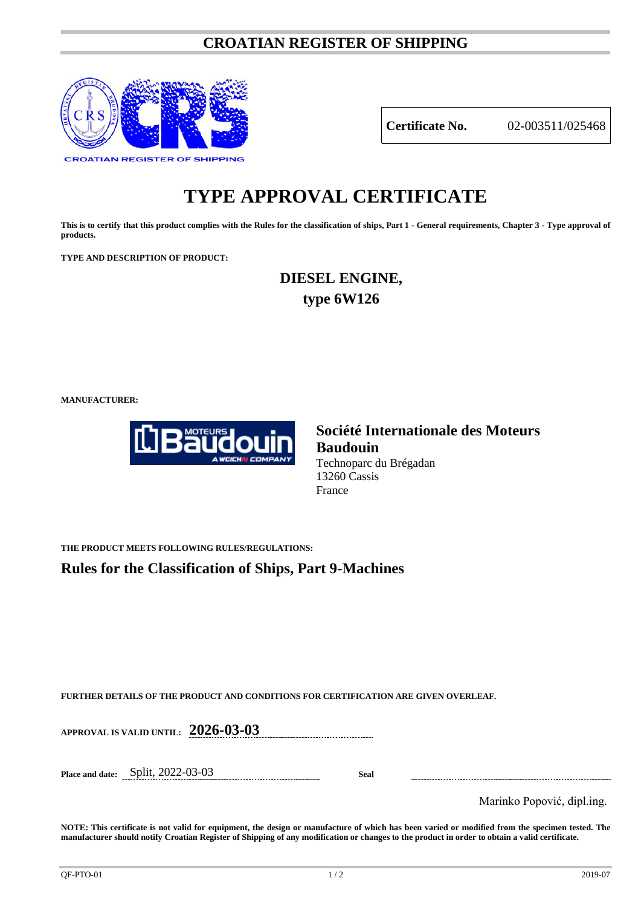# CROATIAN REGISTER OF SHIPPING

**Certificate No.** 02-003511/025468

# TYPE APPROVAL CERTIFICATE

**This is to certify that this product complies with the Rules for the classification of ships, Part 1 - General requirements, Chapter 3 - Type approval of products.**

**TYPE AND DESCRIPTION OF PRODUCT:**

## DIESEL ENGINE, type 6W126

**MANUFACTURER:**

**Société Internationale des Moteurs Baudouin**
Technoparc du Brégadan
13260 Cassis
France

**THE PRODUCT MEETS FOLLOWING RULES/REGULATIONS:**

## Rules for the Classification of Ships, Part 9-Machines

**FURTHER DETAILS OF THE PRODUCT AND CONDITIONS FOR CERTIFICATION ARE GIVEN OVERLEAF.**

**APPROVAL IS VALID UNTIL:** **2026-03-03**

**Place and date:** Split, 2022-03-03

**Seal**

Marinko Popović, dipl.ing.

**NOTE: This certificate is not valid for equipment, the design or manufacture of which has been varied or modified from the specimen tested. The manufacturer should notify Croatian Register of Shipping of any modification or changes to the product in order to obtain a valid certificate.**

QF-PTO-01 2019-07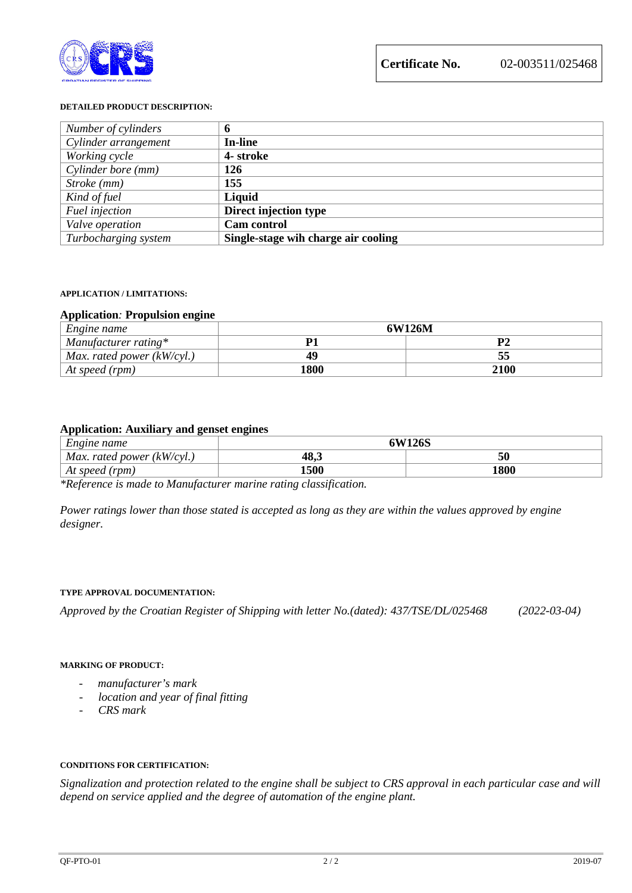**Certificate No.** 02-003511/025468

#### DETAILED PRODUCT DESCRIPTION:

| | |
|---|---|
| *Number of cylinders* | **6** |
| *Cylinder arrangement* | **In-line** |
| *Working cycle* | **4- stroke** |
| *Cylinder bore (mm)* | **126** |
| *Stroke (mm)* | **155** |
| *Kind of fuel* | **Liquid** |
| *Fuel injection* | **Direct injection type** |
| *Valve operation* | **Cam control** |
| *Turbocharging system* | **Single-stage wih charge air cooling** |

#### APPLICATION / LIMITATIONS:

**Application***:* **Propulsion engine**

| *Engine name* | **6W126M** | |
|---|---|---|
| *Manufacturer rating** | **P1** | **P2** |
| *Max. rated power (kW/cyl.)* | **49** | **55** |
| *At speed (rpm)* | **1800** | **2100** |

**Application: Auxiliary and genset engines**

| *Engine name* | **6W126S** | |
|---|---|---|
| *Max. rated power (kW/cyl.)* | **48,3** | **50** |
| *At speed (rpm)* | **1500** | **1800** |

**Reference is made to Manufacturer marine rating classification.*

*Power ratings lower than those stated is accepted as long as they are within the values approved by engine designer.*

#### TYPE APPROVAL DOCUMENTATION:

*Approved by the Croatian Register of Shipping with letter No.(dated): 437/TSE/DL/025468 (2022-03-04)*

#### MARKING OF PRODUCT:

- *manufacturer's mark*
- *location and year of final fitting*
- *CRS mark*

#### CONDITIONS FOR CERTIFICATION:

*Signalization and protection related to the engine shall be subject to CRS approval in each particular case and will depend on service applied and the degree of automation of the engine plant.*